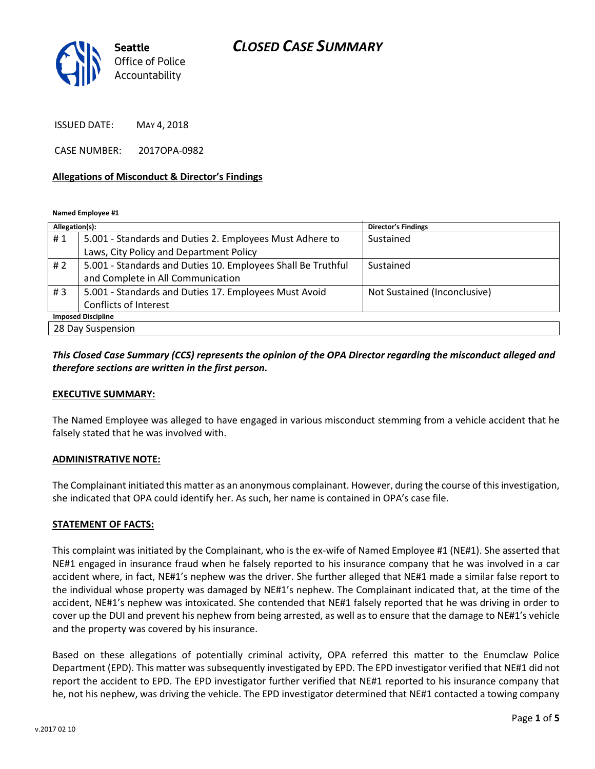# CLOSED CASE SUMMARY

Seattle Office of Police Accountability

ISSUED DATE: MAY 4, 2018

CASE NUMBER: 2017OPA-0982

**Allegations of Misconduct & Director's Findings**

**Named Employee #1**

| Allegation(s): | | Director's Findings |
|---|---|---|
| # 1 | 5.001 - Standards and Duties 2. Employees Must Adhere to Laws, City Policy and Department Policy | Sustained |
| # 2 | 5.001 - Standards and Duties 10. Employees Shall Be Truthful and Complete in All Communication | Sustained |
| # 3 | 5.001 - Standards and Duties 17. Employees Must Avoid Conflicts of Interest | Not Sustained (Inconclusive) |
| **Imposed Discipline** | | |
| 28 Day Suspension | | |

***This Closed Case Summary (CCS) represents the opinion of the OPA Director regarding the misconduct alleged and therefore sections are written in the first person.***

**EXECUTIVE SUMMARY:**

The Named Employee was alleged to have engaged in various misconduct stemming from a vehicle accident that he falsely stated that he was involved with.

**ADMINISTRATIVE NOTE:**

The Complainant initiated this matter as an anonymous complainant. However, during the course of this investigation, she indicated that OPA could identify her. As such, her name is contained in OPA's case file.

**STATEMENT OF FACTS:**

This complaint was initiated by the Complainant, who is the ex-wife of Named Employee #1 (NE#1). She asserted that NE#1 engaged in insurance fraud when he falsely reported to his insurance company that he was involved in a car accident where, in fact, NE#1's nephew was the driver. She further alleged that NE#1 made a similar false report to the individual whose property was damaged by NE#1's nephew. The Complainant indicated that, at the time of the accident, NE#1's nephew was intoxicated. She contended that NE#1 falsely reported that he was driving in order to cover up the DUI and prevent his nephew from being arrested, as well as to ensure that the damage to NE#1's vehicle and the property was covered by his insurance.

Based on these allegations of potentially criminal activity, OPA referred this matter to the Enumclaw Police Department (EPD). This matter was subsequently investigated by EPD. The EPD investigator verified that NE#1 did not report the accident to EPD. The EPD investigator further verified that NE#1 reported to his insurance company that he, not his nephew, was driving the vehicle. The EPD investigator determined that NE#1 contacted a towing company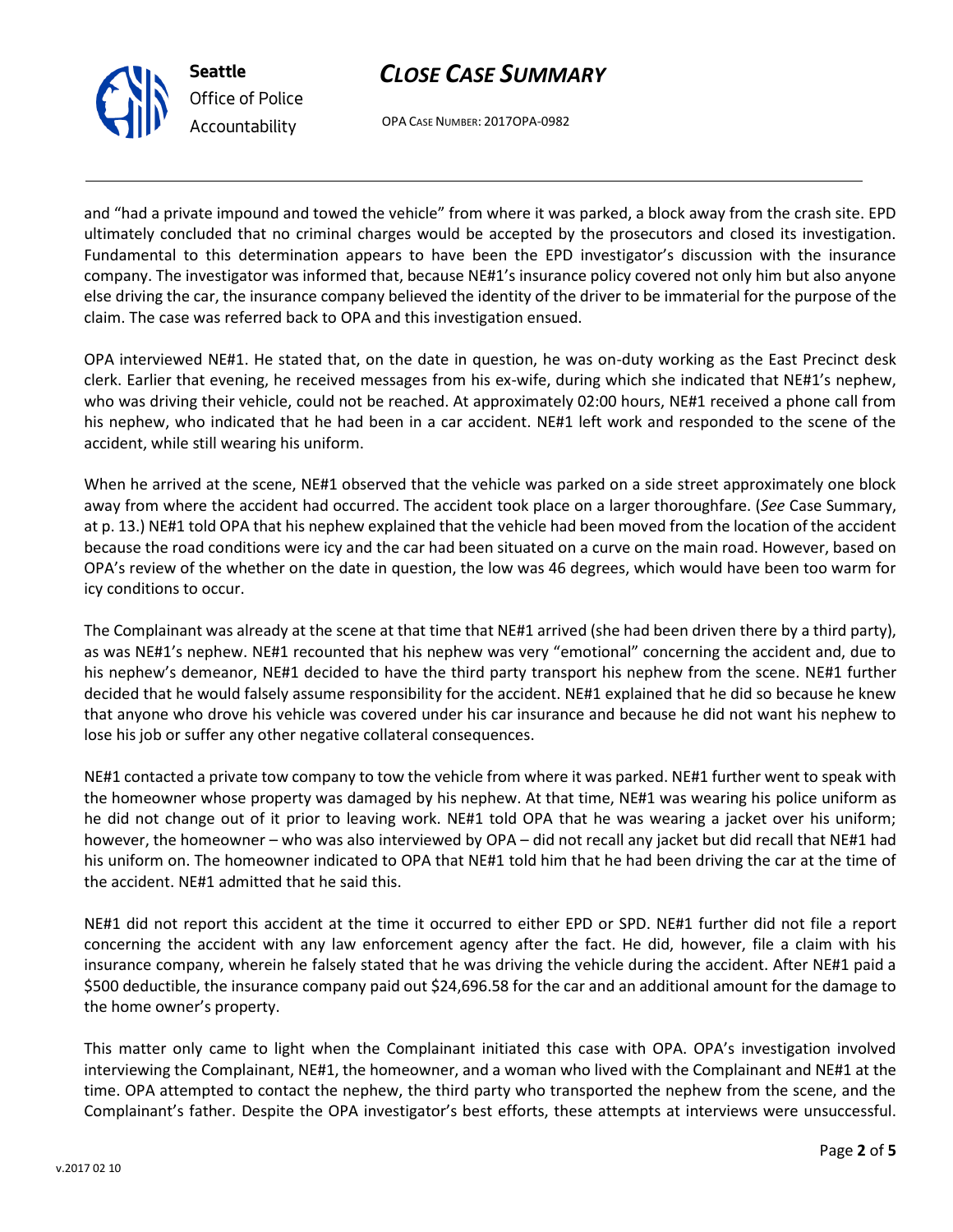and "had a private impound and towed the vehicle" from where it was parked, a block away from the crash site. EPD ultimately concluded that no criminal charges would be accepted by the prosecutors and closed its investigation. Fundamental to this determination appears to have been the EPD investigator's discussion with the insurance company. The investigator was informed that, because NE#1's insurance policy covered not only him but also anyone else driving the car, the insurance company believed the identity of the driver to be immaterial for the purpose of the claim. The case was referred back to OPA and this investigation ensued.

OPA interviewed NE#1. He stated that, on the date in question, he was on-duty working as the East Precinct desk clerk. Earlier that evening, he received messages from his ex-wife, during which she indicated that NE#1's nephew, who was driving their vehicle, could not be reached. At approximately 02:00 hours, NE#1 received a phone call from his nephew, who indicated that he had been in a car accident. NE#1 left work and responded to the scene of the accident, while still wearing his uniform.

When he arrived at the scene, NE#1 observed that the vehicle was parked on a side street approximately one block away from where the accident had occurred. The accident took place on a larger thoroughfare. (*See* Case Summary, at p. 13.) NE#1 told OPA that his nephew explained that the vehicle had been moved from the location of the accident because the road conditions were icy and the car had been situated on a curve on the main road. However, based on OPA's review of the whether on the date in question, the low was 46 degrees, which would have been too warm for icy conditions to occur.

The Complainant was already at the scene at that time that NE#1 arrived (she had been driven there by a third party), as was NE#1's nephew. NE#1 recounted that his nephew was very "emotional" concerning the accident and, due to his nephew's demeanor, NE#1 decided to have the third party transport his nephew from the scene. NE#1 further decided that he would falsely assume responsibility for the accident. NE#1 explained that he did so because he knew that anyone who drove his vehicle was covered under his car insurance and because he did not want his nephew to lose his job or suffer any other negative collateral consequences.

NE#1 contacted a private tow company to tow the vehicle from where it was parked. NE#1 further went to speak with the homeowner whose property was damaged by his nephew. At that time, NE#1 was wearing his police uniform as he did not change out of it prior to leaving work. NE#1 told OPA that he was wearing a jacket over his uniform; however, the homeowner – who was also interviewed by OPA – did not recall any jacket but did recall that NE#1 had his uniform on. The homeowner indicated to OPA that NE#1 told him that he had been driving the car at the time of the accident. NE#1 admitted that he said this.

NE#1 did not report this accident at the time it occurred to either EPD or SPD. NE#1 further did not file a report concerning the accident with any law enforcement agency after the fact. He did, however, file a claim with his insurance company, wherein he falsely stated that he was driving the vehicle during the accident. After NE#1 paid a $500 deductible, the insurance company paid out $24,696.58 for the car and an additional amount for the damage to the home owner's property.

This matter only came to light when the Complainant initiated this case with OPA. OPA's investigation involved interviewing the Complainant, NE#1, the homeowner, and a woman who lived with the Complainant and NE#1 at the time. OPA attempted to contact the nephew, the third party who transported the nephew from the scene, and the Complainant's father. Despite the OPA investigator's best efforts, these attempts at interviews were unsuccessful.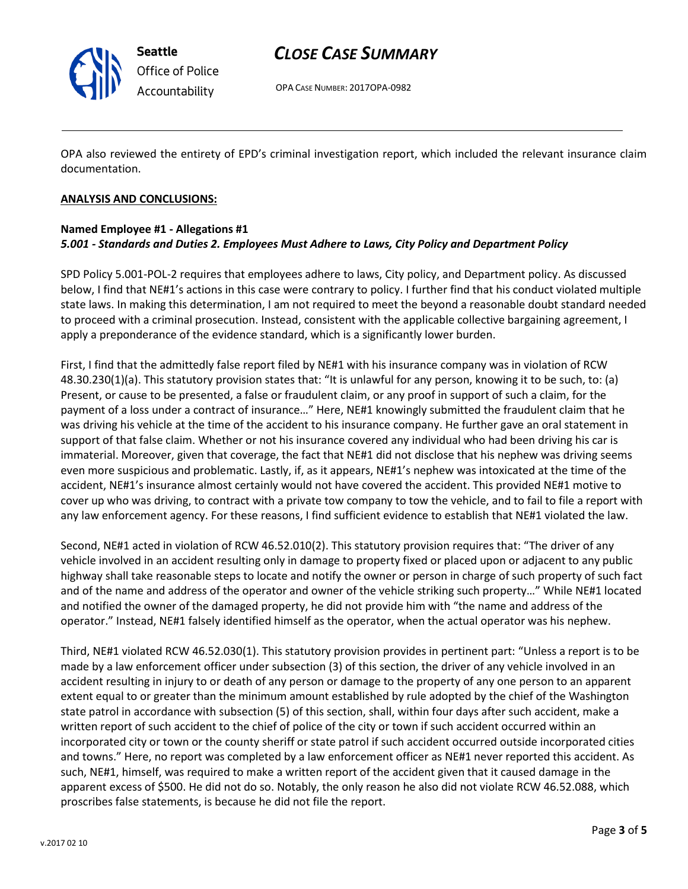OPA also reviewed the entirety of EPD's criminal investigation report, which included the relevant insurance claim documentation.

**ANALYSIS AND CONCLUSIONS:**

**Named Employee #1 - Allegations #1**
***5.001 - Standards and Duties 2. Employees Must Adhere to Laws, City Policy and Department Policy***

SPD Policy 5.001-POL-2 requires that employees adhere to laws, City policy, and Department policy. As discussed below, I find that NE#1's actions in this case were contrary to policy. I further find that his conduct violated multiple state laws. In making this determination, I am not required to meet the beyond a reasonable doubt standard needed to proceed with a criminal prosecution. Instead, consistent with the applicable collective bargaining agreement, I apply a preponderance of the evidence standard, which is a significantly lower burden.

First, I find that the admittedly false report filed by NE#1 with his insurance company was in violation of RCW 48.30.230(1)(a). This statutory provision states that: "It is unlawful for any person, knowing it to be such, to: (a) Present, or cause to be presented, a false or fraudulent claim, or any proof in support of such a claim, for the payment of a loss under a contract of insurance…" Here, NE#1 knowingly submitted the fraudulent claim that he was driving his vehicle at the time of the accident to his insurance company. He further gave an oral statement in support of that false claim. Whether or not his insurance covered any individual who had been driving his car is immaterial. Moreover, given that coverage, the fact that NE#1 did not disclose that his nephew was driving seems even more suspicious and problematic. Lastly, if, as it appears, NE#1's nephew was intoxicated at the time of the accident, NE#1's insurance almost certainly would not have covered the accident. This provided NE#1 motive to cover up who was driving, to contract with a private tow company to tow the vehicle, and to fail to file a report with any law enforcement agency. For these reasons, I find sufficient evidence to establish that NE#1 violated the law.

Second, NE#1 acted in violation of RCW 46.52.010(2). This statutory provision requires that: "The driver of any vehicle involved in an accident resulting only in damage to property fixed or placed upon or adjacent to any public highway shall take reasonable steps to locate and notify the owner or person in charge of such property of such fact and of the name and address of the operator and owner of the vehicle striking such property…" While NE#1 located and notified the owner of the damaged property, he did not provide him with "the name and address of the operator." Instead, NE#1 falsely identified himself as the operator, when the actual operator was his nephew.

Third, NE#1 violated RCW 46.52.030(1). This statutory provision provides in pertinent part: "Unless a report is to be made by a law enforcement officer under subsection (3) of this section, the driver of any vehicle involved in an accident resulting in injury to or death of any person or damage to the property of any one person to an apparent extent equal to or greater than the minimum amount established by rule adopted by the chief of the Washington state patrol in accordance with subsection (5) of this section, shall, within four days after such accident, make a written report of such accident to the chief of police of the city or town if such accident occurred within an incorporated city or town or the county sheriff or state patrol if such accident occurred outside incorporated cities and towns." Here, no report was completed by a law enforcement officer as NE#1 never reported this accident. As such, NE#1, himself, was required to make a written report of the accident given that it caused damage in the apparent excess of $500. He did not do so. Notably, the only reason he also did not violate RCW 46.52.088, which proscribes false statements, is because he did not file the report.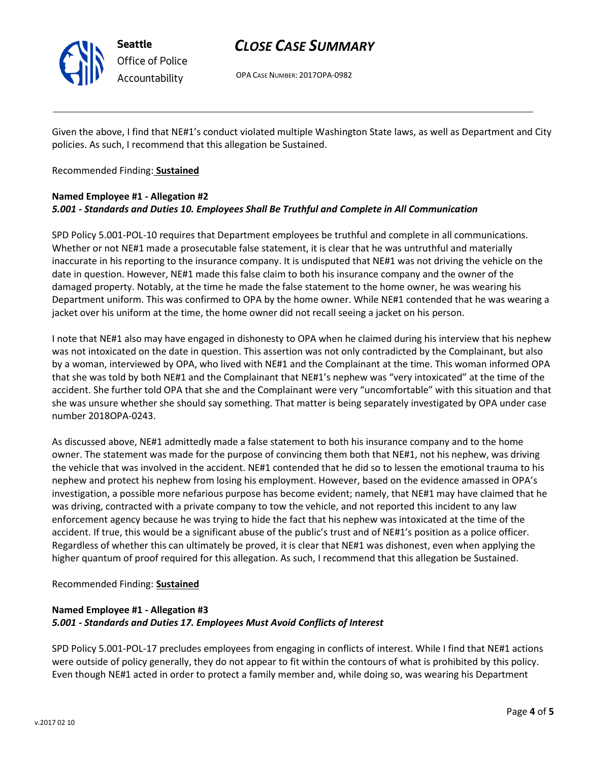Given the above, I find that NE#1's conduct violated multiple Washington State laws, as well as Department and City policies. As such, I recommend that this allegation be Sustained.

Recommended Finding: **Sustained**

**Named Employee #1 - Allegation #2**
***5.001 - Standards and Duties 10. Employees Shall Be Truthful and Complete in All Communication***

SPD Policy 5.001-POL-10 requires that Department employees be truthful and complete in all communications. Whether or not NE#1 made a prosecutable false statement, it is clear that he was untruthful and materially inaccurate in his reporting to the insurance company. It is undisputed that NE#1 was not driving the vehicle on the date in question. However, NE#1 made this false claim to both his insurance company and the owner of the damaged property. Notably, at the time he made the false statement to the home owner, he was wearing his Department uniform. This was confirmed to OPA by the home owner. While NE#1 contended that he was wearing a jacket over his uniform at the time, the home owner did not recall seeing a jacket on his person.

I note that NE#1 also may have engaged in dishonesty to OPA when he claimed during his interview that his nephew was not intoxicated on the date in question. This assertion was not only contradicted by the Complainant, but also by a woman, interviewed by OPA, who lived with NE#1 and the Complainant at the time. This woman informed OPA that she was told by both NE#1 and the Complainant that NE#1's nephew was "very intoxicated" at the time of the accident. She further told OPA that she and the Complainant were very "uncomfortable" with this situation and that she was unsure whether she should say something. That matter is being separately investigated by OPA under case number 2018OPA-0243.

As discussed above, NE#1 admittedly made a false statement to both his insurance company and to the home owner. The statement was made for the purpose of convincing them both that NE#1, not his nephew, was driving the vehicle that was involved in the accident. NE#1 contended that he did so to lessen the emotional trauma to his nephew and protect his nephew from losing his employment. However, based on the evidence amassed in OPA's investigation, a possible more nefarious purpose has become evident; namely, that NE#1 may have claimed that he was driving, contracted with a private company to tow the vehicle, and not reported this incident to any law enforcement agency because he was trying to hide the fact that his nephew was intoxicated at the time of the accident. If true, this would be a significant abuse of the public's trust and of NE#1's position as a police officer. Regardless of whether this can ultimately be proved, it is clear that NE#1 was dishonest, even when applying the higher quantum of proof required for this allegation. As such, I recommend that this allegation be Sustained.

Recommended Finding: **Sustained**

**Named Employee #1 - Allegation #3**
***5.001 - Standards and Duties 17. Employees Must Avoid Conflicts of Interest***

SPD Policy 5.001-POL-17 precludes employees from engaging in conflicts of interest. While I find that NE#1 actions were outside of policy generally, they do not appear to fit within the contours of what is prohibited by this policy. Even though NE#1 acted in order to protect a family member and, while doing so, was wearing his Department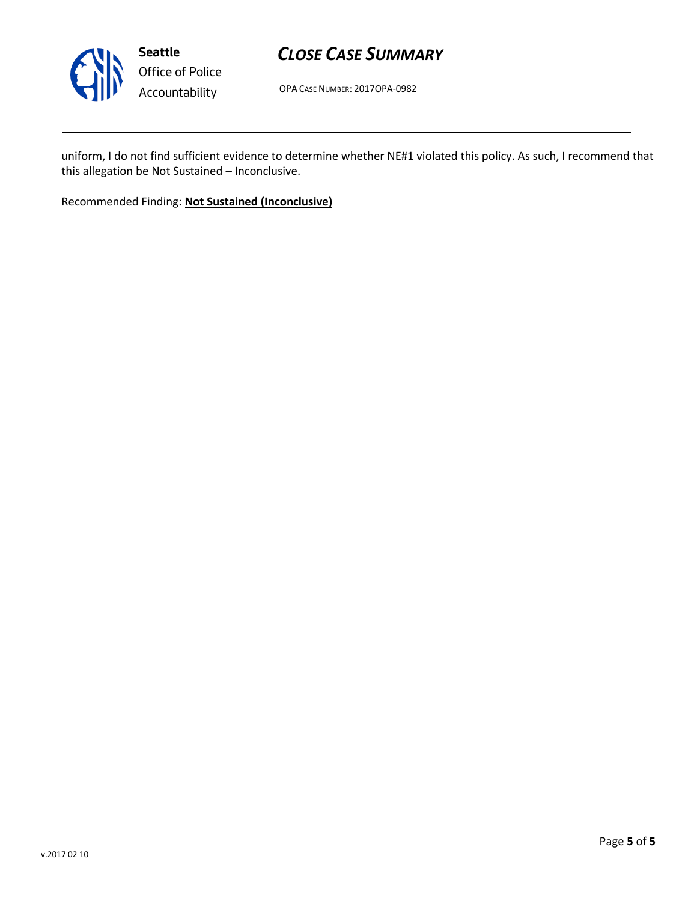uniform, I do not find sufficient evidence to determine whether NE#1 violated this policy. As such, I recommend that this allegation be Not Sustained – Inconclusive.

Recommended Finding: **Not Sustained (Inconclusive)**